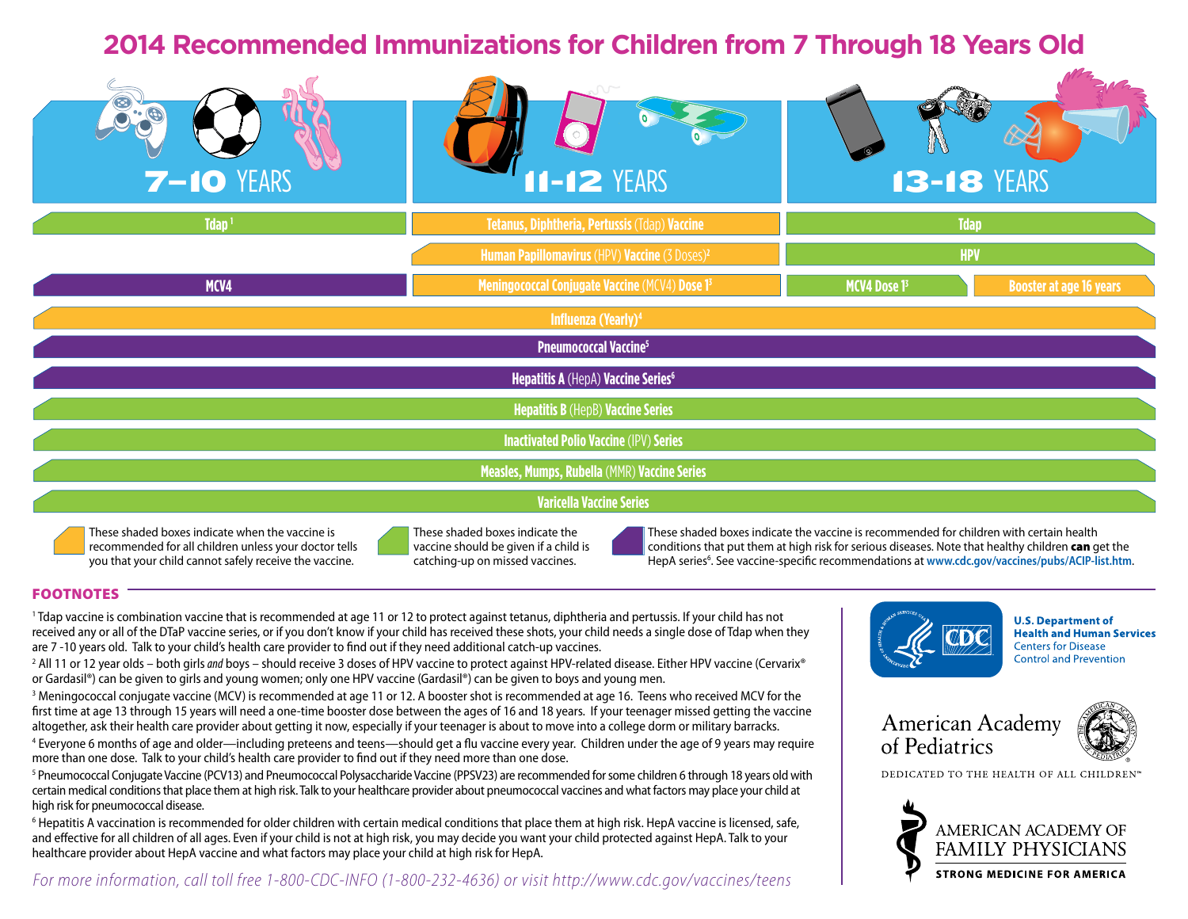# 2014 Recommended Immunizations for Children from 7 Through 18 Years Old

| 7–10 YEARS | 11-12 YEARS | 13-18 YEARS | |
|---|---|---|---|
| Tdap [1] | Tetanus, Diphtheria, Pertussis (Tdap) Vaccine | Tdap | |
| | Human Papillomavirus (HPV) Vaccine (3 Doses)[2] | HPV | |
| MCV4 | Meningococcal Conjugate Vaccine (MCV4) Dose 1[3] | MCV4 Dose 1[3] | Booster at age 16 years |
| Influenza (Yearly)[4] | | | |
| Pneumococcal Vaccine[5] | | | |
| Hepatitis A (HepA) Vaccine Series[6] | | | |
| Hepatitis B (HepB) Vaccine Series | | | |
| Inactivated Polio Vaccine (IPV) Series | | | |
| Measles, Mumps, Rubella (MMR) Vaccine Series | | | |
| Varicella Vaccine Series | | | |

- **Yellow:** These shaded boxes indicate when the vaccine is recommended for all children unless your doctor tells you that your child cannot safely receive the vaccine.
- **Green:** These shaded boxes indicate the vaccine should be given if a child is catching-up on missed vaccines.
- **Purple:** These shaded boxes indicate the vaccine is recommended for children with certain health conditions that put them at high risk for serious diseases. Note that healthy children **can** get the HepA series[6]. See vaccine-specific recommendations at www.cdc.gov/vaccines/pubs/ACIP-list.htm.

## FOOTNOTES

[1] Tdap vaccine is combination vaccine that is recommended at age 11 or 12 to protect against tetanus, diphtheria and pertussis. If your child has not received any or all of the DTaP vaccine series, or if you don't know if your child has received these shots, your child needs a single dose of Tdap when they are 7 -10 years old. Talk to your child's health care provider to find out if they need additional catch-up vaccines.

[2] All 11 or 12 year olds – both girls *and* boys – should receive 3 doses of HPV vaccine to protect against HPV-related disease. Either HPV vaccine (Cervarix®) or Gardasil®) can be given to girls and young women; only one HPV vaccine (Gardasil®) can be given to boys and young men.

[3] Meningococcal conjugate vaccine (MCV) is recommended at age 11 or 12. A booster shot is recommended at age 16. Teens who received MCV for the first time at age 13 through 15 years will need a one-time booster dose between the ages of 16 and 18 years. If your teenager missed getting the vaccine altogether, ask their health care provider about getting it now, especially if your teenager is about to move into a college dorm or military barracks.

[4] Everyone 6 months of age and older—including preteens and teens—should get a flu vaccine every year. Children under the age of 9 years may require more than one dose. Talk to your child's health care provider to find out if they need more than one dose.

[5] Pneumococcal Conjugate Vaccine (PCV13) and Pneumococcal Polysaccharide Vaccine (PPSV23) are recommended for some children 6 through 18 years old with certain medical conditions that place them at high risk. Talk to your healthcare provider about pneumococcal vaccines and what factors may place your child at high risk for pneumococcal disease.

[6] Hepatitis A vaccination is recommended for older children with certain medical conditions that place them at high risk. HepA vaccine is licensed, safe, and effective for all children of all ages. Even if your child is not at high risk, you may decide you want your child protected against HepA. Talk to your healthcare provider about HepA vaccine and what factors may place your child at high risk for HepA.

*For more information, call toll free 1-800-CDC-INFO (1-800-232-4636) or visit http://www.cdc.gov/vaccines/teens*

**U.S. Department of Health and Human Services**
Centers for Disease Control and Prevention

American Academy of Pediatrics
DEDICATED TO THE HEALTH OF ALL CHILDREN™

AMERICAN ACADEMY OF FAMILY PHYSICIANS
STRONG MEDICINE FOR AMERICA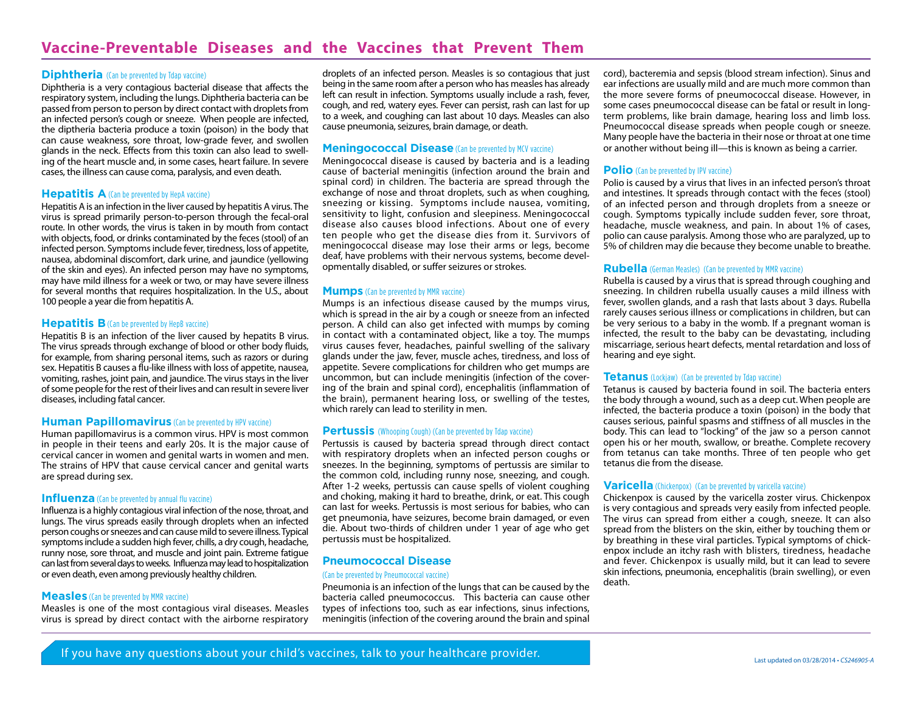# Vaccine-Preventable Diseases and the Vaccines that Prevent Them

## Diphtheria (Can be prevented by Tdap vaccine)

Diphtheria is a very contagious bacterial disease that affects the respiratory system, including the lungs. Diphtheria bacteria can be passed from person to person by direct contact with droplets from an infected person's cough or sneeze. When people are infected, the diptheria bacteria produce a toxin (poison) in the body that can cause weakness, sore throat, low-grade fever, and swollen glands in the neck. Effects from this toxin can also lead to swelling of the heart muscle and, in some cases, heart failure. In severe cases, the illness can cause coma, paralysis, and even death.

## Hepatitis A (Can be prevented by HepA vaccine)

Hepatitis A is an infection in the liver caused by hepatitis A virus. The virus is spread primarily person-to-person through the fecal-oral route. In other words, the virus is taken in by mouth from contact with objects, food, or drinks contaminated by the feces (stool) of an infected person. Symptoms include fever, tiredness, loss of appetite, nausea, abdominal discomfort, dark urine, and jaundice (yellowing of the skin and eyes). An infected person may have no symptoms, may have mild illness for a week or two, or may have severe illness for several months that requires hospitalization. In the U.S., about 100 people a year die from hepatitis A.

## Hepatitis B (Can be prevented by HepB vaccine)

Hepatitis B is an infection of the liver caused by hepatits B virus. The virus spreads through exchange of blood or other body fluids, for example, from sharing personal items, such as razors or during sex. Hepatitis B causes a flu-like illness with loss of appetite, nausea, vomiting, rashes, joint pain, and jaundice. The virus stays in the liver of some people for the rest of their lives and can result in severe liver diseases, including fatal cancer.

## Human Papillomavirus (Can be prevented by HPV vaccine)

Human papillomavirus is a common virus. HPV is most common in people in their teens and early 20s. It is the major cause of cervical cancer in women and genital warts in women and men. The strains of HPV that cause cervical cancer and genital warts are spread during sex.

## Influenza (Can be prevented by annual flu vaccine)

Influenza is a highly contagious viral infection of the nose, throat, and lungs. The virus spreads easily through droplets when an infected person coughs or sneezes and can cause mild to severe illness. Typical symptoms include a sudden high fever, chills, a dry cough, headache, runny nose, sore throat, and muscle and joint pain. Extreme fatigue can last from several days to weeks. Influenza may lead to hospitalization or even death, even among previously healthy children.

## Measles (Can be prevented by MMR vaccine)

Measles is one of the most contagious viral diseases. Measles virus is spread by direct contact with the airborne respiratory droplets of an infected person. Measles is so contagious that just being in the same room after a person who has measles has already left can result in infection. Symptoms usually include a rash, fever, cough, and red, watery eyes. Fever can persist, rash can last for up to a week, and coughing can last about 10 days. Measles can also cause pneumonia, seizures, brain damage, or death.

## Meningococcal Disease (Can be prevented by MCV vaccine)

Meningococcal disease is caused by bacteria and is a leading cause of bacterial meningitis (infection around the brain and spinal cord) in children. The bacteria are spread through the exchange of nose and throat droplets, such as when coughing, sneezing or kissing. Symptoms include nausea, vomiting, sensitivity to light, confusion and sleepiness. Meningococcal disease also causes blood infections. About one of every ten people who get the disease dies from it. Survivors of meningococcal disease may lose their arms or legs, become deaf, have problems with their nervous systems, become developmentally disabled, or suffer seizures or strokes.

## Mumps (Can be prevented by MMR vaccine)

Mumps is an infectious disease caused by the mumps virus, which is spread in the air by a cough or sneeze from an infected person. A child can also get infected with mumps by coming in contact with a contaminated object, like a toy. The mumps virus causes fever, headaches, painful swelling of the salivary glands under the jaw, fever, muscle aches, tiredness, and loss of appetite. Severe complications for children who get mumps are uncommon, but can include meningitis (infection of the covering of the brain and spinal cord), encephalitis (inflammation of the brain), permanent hearing loss, or swelling of the testes, which rarely can lead to sterility in men.

## Pertussis (Whooping Cough) (Can be prevented by Tdap vaccine)

Pertussis is caused by bacteria spread through direct contact with respiratory droplets when an infected person coughs or sneezes. In the beginning, symptoms of pertussis are similar to the common cold, including runny nose, sneezing, and cough. After 1-2 weeks, pertussis can cause spells of violent coughing and choking, making it hard to breathe, drink, or eat. This cough can last for weeks. Pertussis is most serious for babies, who can get pneumonia, have seizures, become brain damaged, or even die. About two-thirds of children under 1 year of age who get pertussis must be hospitalized.

## Pneumococcal Disease

(Can be prevented by Pneumococcal vaccine)

Pneumonia is an infection of the lungs that can be caused by the bacteria called pneumococcus. This bacteria can cause other types of infections too, such as ear infections, sinus infections, meningitis (infection of the covering around the brain and spinal cord), bacteremia and sepsis (blood stream infection). Sinus and ear infections are usually mild and are much more common than the more severe forms of pneumococcal disease. However, in some cases pneumococcal disease can be fatal or result in long-term problems, like brain damage, hearing loss and limb loss. Pneumococcal disease spreads when people cough or sneeze. Many people have the bacteria in their nose or throat at one time or another without being ill—this is known as being a carrier.

## Polio (Can be prevented by IPV vaccine)

Polio is caused by a virus that lives in an infected person's throat and intestines. It spreads through contact with the feces (stool) of an infected person and through droplets from a sneeze or cough. Symptoms typically include sudden fever, sore throat, headache, muscle weakness, and pain. In about 1% of cases, polio can cause paralysis. Among those who are paralyzed, up to 5% of children may die because they become unable to breathe.

## Rubella (German Measles) (Can be prevented by MMR vaccine)

Rubella is caused by a virus that is spread through coughing and sneezing. In children rubella usually causes a mild illness with fever, swollen glands, and a rash that lasts about 3 days. Rubella rarely causes serious illness or complications in children, but can be very serious to a baby in the womb. If a pregnant woman is infected, the result to the baby can be devastating, including miscarriage, serious heart defects, mental retardation and loss of hearing and eye sight.

## Tetanus (Lockjaw) (Can be prevented by Tdap vaccine)

Tetanus is caused by bacteria found in soil. The bacteria enters the body through a wound, such as a deep cut. When people are infected, the bacteria produce a toxin (poison) in the body that causes serious, painful spasms and stiffness of all muscles in the body. This can lead to "locking" of the jaw so a person cannot open his or her mouth, swallow, or breathe. Complete recovery from tetanus can take months. Three of ten people who get tetanus die from the disease.

## Varicella (Chickenpox) (Can be prevented by varicella vaccine)

Chickenpox is caused by the varicella zoster virus. Chickenpox is very contagious and spreads very easily from infected people. The virus can spread from either a cough, sneeze. It can also spread from the blisters on the skin, either by touching them or by breathing in these viral particles. Typical symptoms of chickenpox include an itchy rash with blisters, tiredness, headache and fever. Chickenpox is usually mild, but it can lead to severe skin infections, pneumonia, encephalitis (brain swelling), or even death.

If you have any questions about your child's vaccines, talk to your healthcare provider.

Last updated on 03/28/2014 • *CS246905-A*